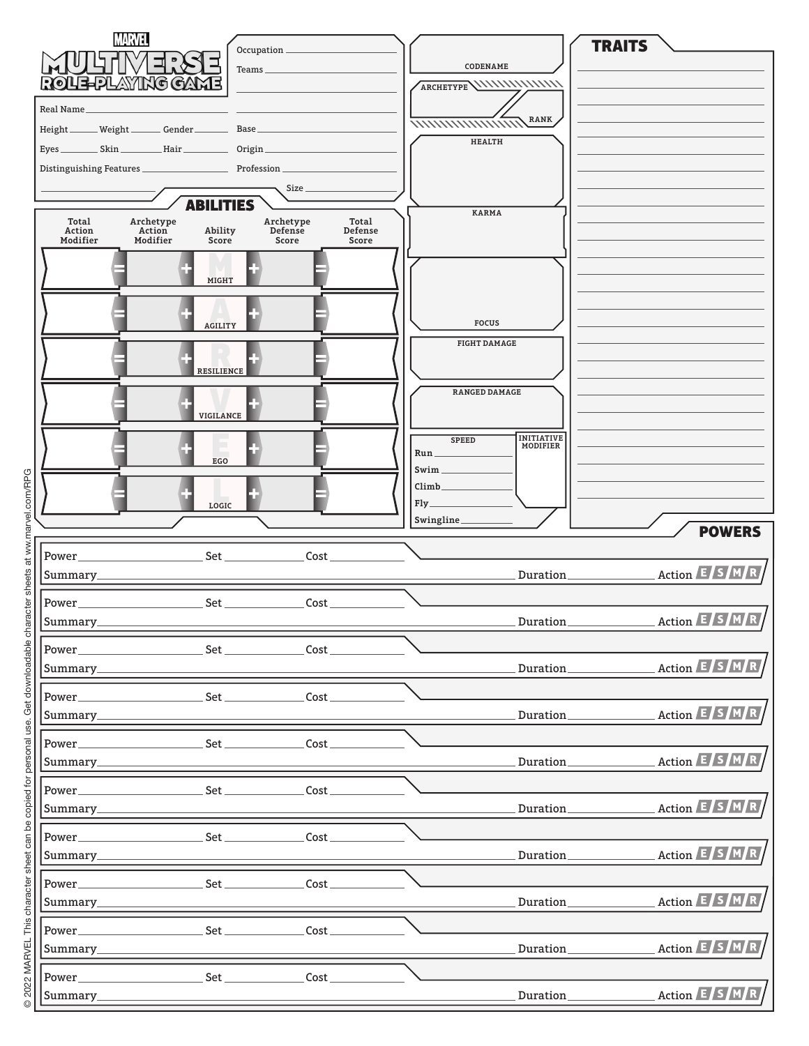# MARVEL MULTIVERSE ROLE-PLAYING GAME

Real Name ______________________

Height ______ Weight ______ Gender ______

Eyes ______ Skin ______ Hair ______

Distinguishing Features ______________________

Occupation ______________________

Teams ______________________

Base ______________________

Origin ______________________

Profession ______________________

Size ______________________

CODENAME

ARCHETYPE

RANK

HEALTH

KARMA

FOCUS

FIGHT DAMAGE

RANGED DAMAGE

SPEED

Run ______

Swim ______

Climb ______

Fly ______

Swingline ______

INITIATIVE MODIFIER

## ABILITIES

| Total Action Modifier | | Archetype Action Modifier | | Ability Score | | Archetype Defense Score | | Total Defense Score |
|---|---|---|---|---|---|---|---|---|
| | = | | + | MIGHT | + | | = | |
| | = | | + | AGILITY | + | | = | |
| | = | | + | RESILIENCE | + | | = | |
| | = | | + | VIGILANCE | + | | = | |
| | = | | + | EGO | + | | = | |
| | = | | + | LOGIC | + | | = | |

## TRAITS

## POWERS

Power ______ Set ______ Cost ______
Summary ______ Duration ______ Action E S M R

Power ______ Set ______ Cost ______
Summary ______ Duration ______ Action E S M R

Power ______ Set ______ Cost ______
Summary ______ Duration ______ Action E S M R

Power ______ Set ______ Cost ______
Summary ______ Duration ______ Action E S M R

Power ______ Set ______ Cost ______
Summary ______ Duration ______ Action E S M R

Power ______ Set ______ Cost ______
Summary ______ Duration ______ Action E S M R

Power ______ Set ______ Cost ______
Summary ______ Duration ______ Action E S M R

Power ______ Set ______ Cost ______
Summary ______ Duration ______ Action E S M R

Power ______ Set ______ Cost ______
Summary ______ Duration ______ Action E S M R

Power ______ Set ______ Cost ______
Summary ______ Duration ______ Action E S M R

© 2022 MARVEL. This character sheet can be copied for personal use. Get downloadable character sheets at www.marvel.com/RPG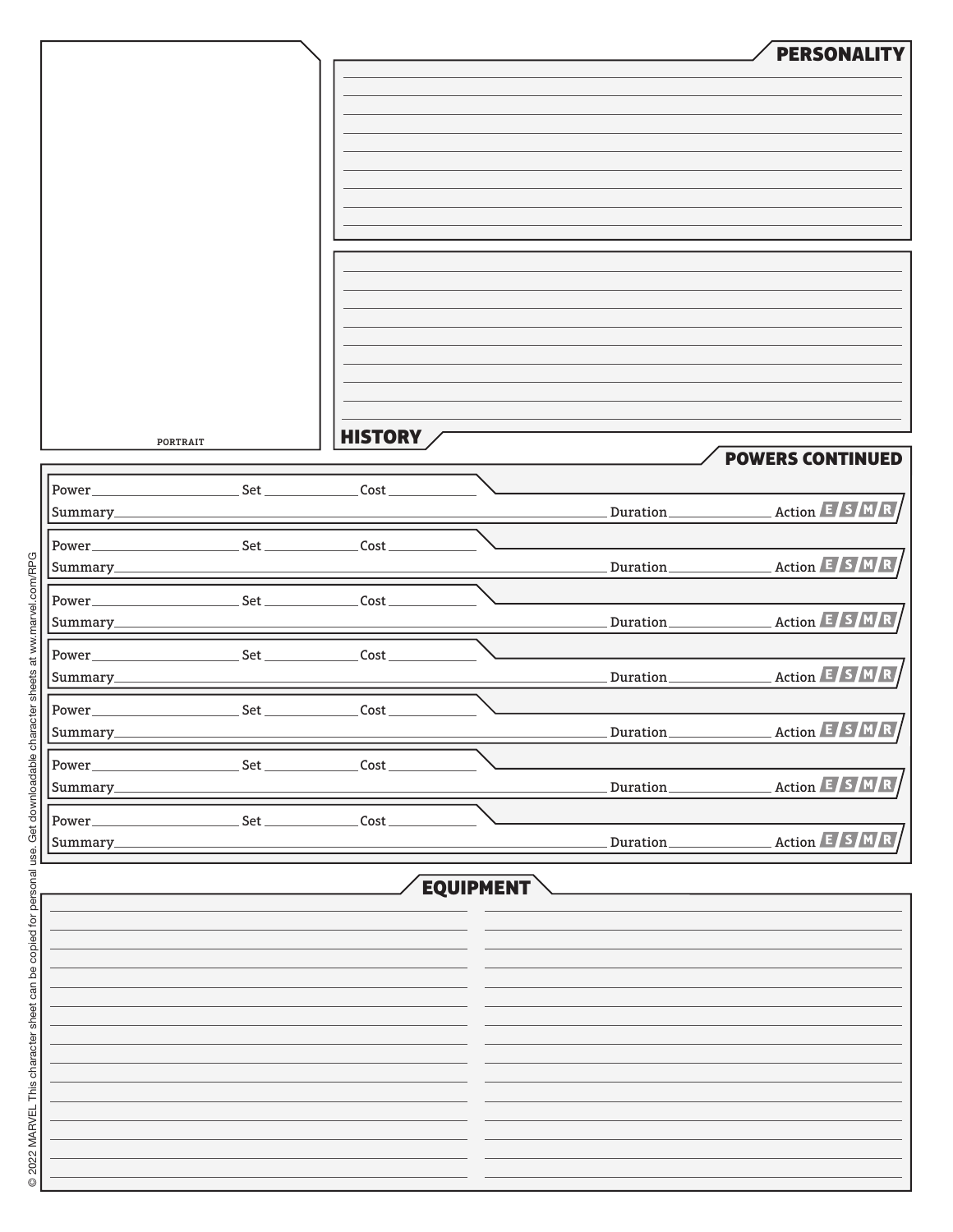PORTRAIT

## PERSONALITY

## HISTORY

## POWERS CONTINUED

Power ____________ Set ____________ Cost ____________
Summary ____________ Duration ____________ Action E S M R

Power ____________ Set ____________ Cost ____________
Summary ____________ Duration ____________ Action E S M R

Power ____________ Set ____________ Cost ____________
Summary ____________ Duration ____________ Action E S M R

Power ____________ Set ____________ Cost ____________
Summary ____________ Duration ____________ Action E S M R

Power ____________ Set ____________ Cost ____________
Summary ____________ Duration ____________ Action E S M R

Power ____________ Set ____________ Cost ____________
Summary ____________ Duration ____________ Action E S M R

Power ____________ Set ____________ Cost ____________
Summary ____________ Duration ____________ Action E S M R

## EQUIPMENT

© 2022 MARVEL. This character sheet can be copied for personal use. Get downloadable character sheets at ww.marvel.com/RPG